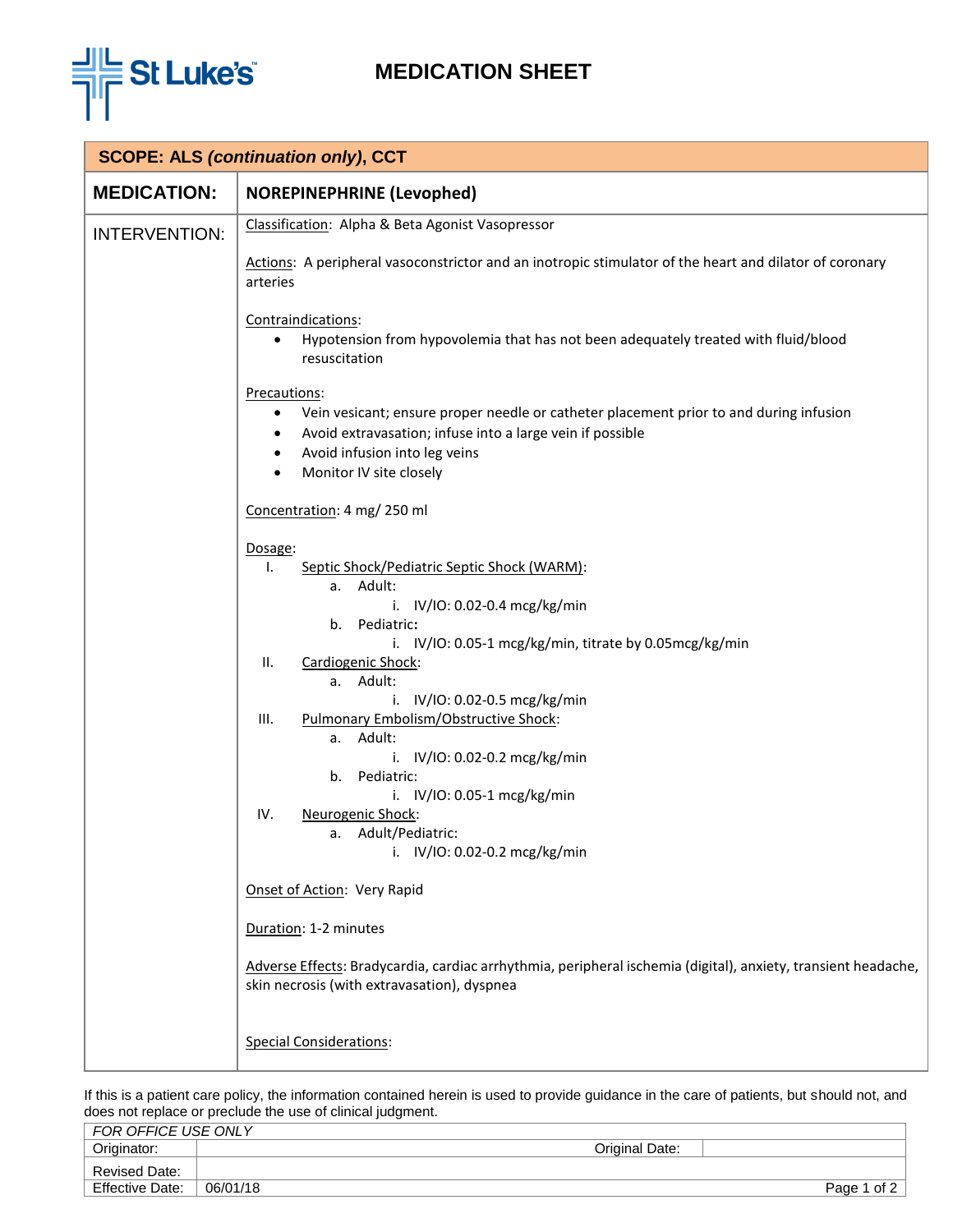# MEDICATION SHEET

St Luke's

| SCOPE: ALS *(continuation only)*, CCT | |
|---|---|
| **MEDICATION:** | **NOREPINEPHRINE (Levophed)** |
| INTERVENTION: | See below |

Classification: Alpha & Beta Agonist Vasopressor

Actions: A peripheral vasoconstrictor and an inotropic stimulator of the heart and dilator of coronary arteries

Contraindications:

- Hypotension from hypovolemia that has not been adequately treated with fluid/blood resuscitation

Precautions:

- Vein vesicant; ensure proper needle or catheter placement prior to and during infusion
- Avoid extravasation; infuse into a large vein if possible
- Avoid infusion into leg veins
- Monitor IV site closely

Concentration: 4 mg/ 250 ml

Dosage:

I. Septic Shock/Pediatric Septic Shock (WARM):
   a. Adult:
      i. IV/IO: 0.02-0.4 mcg/kg/min
   b. Pediatric**:**
      i. IV/IO: 0.05-1 mcg/kg/min, titrate by 0.05mcg/kg/min

II. Cardiogenic Shock:
   a. Adult:
      i. IV/IO: 0.02-0.5 mcg/kg/min

III. Pulmonary Embolism/Obstructive Shock:
   a. Adult:
      i. IV/IO: 0.02-0.2 mcg/kg/min
   b. Pediatric:
      i. IV/IO: 0.05-1 mcg/kg/min

IV. Neurogenic Shock:
   a. Adult/Pediatric:
      i. IV/IO: 0.02-0.2 mcg/kg/min

Onset of Action: Very Rapid

Duration: 1-2 minutes

Adverse Effects: Bradycardia, cardiac arrhythmia, peripheral ischemia (digital), anxiety, transient headache, skin necrosis (with extravasation), dyspnea

Special Considerations:

If this is a patient care policy, the information contained herein is used to provide guidance in the care of patients, but should not, and does not replace or preclude the use of clinical judgment.

| *FOR OFFICE USE ONLY* | | | |
|---|---|---|---|
| Originator: | | Original Date: | |
| Revised Date: | | | |
| Effective Date: | 06/01/18 | | |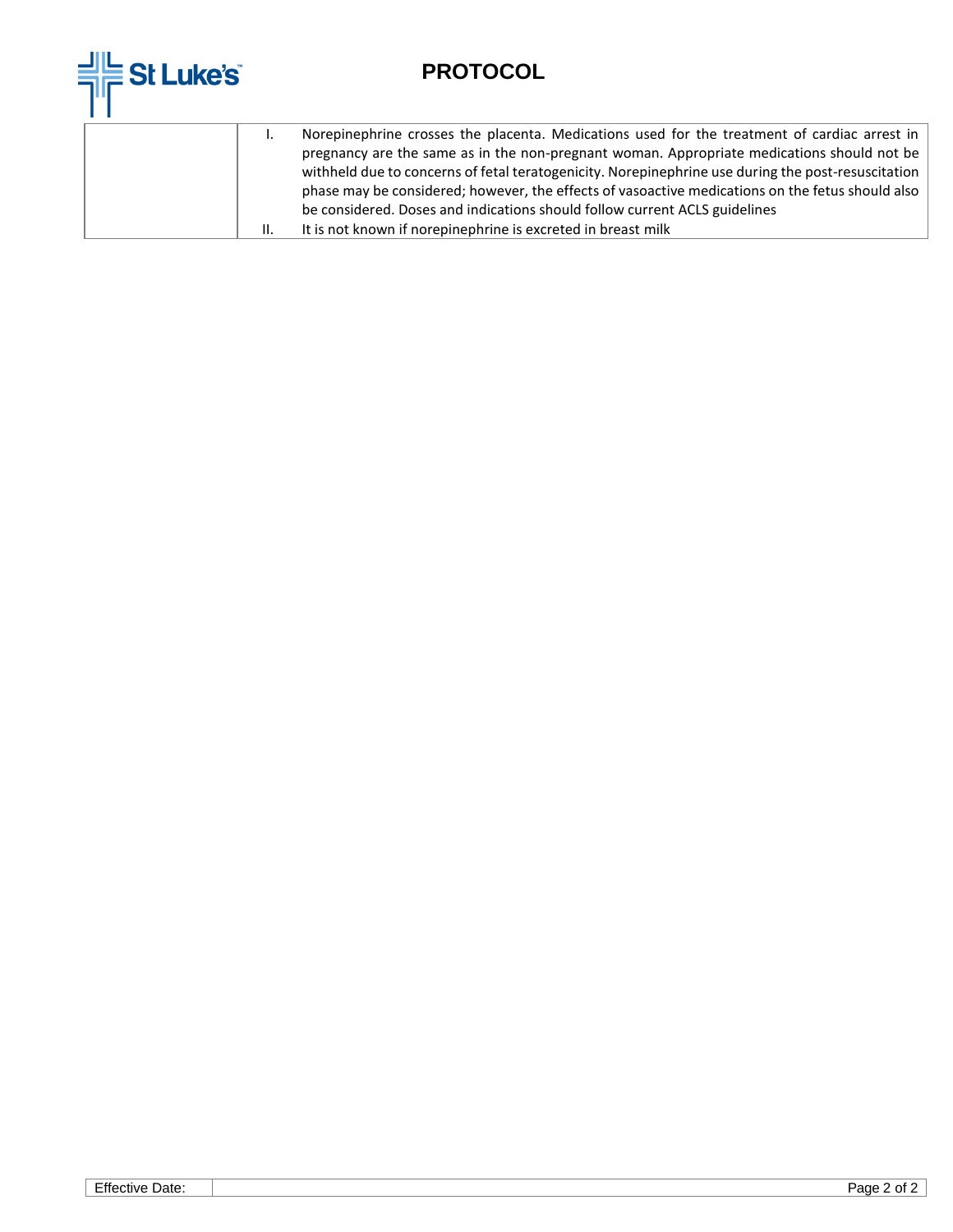| | |
|---|---|
| | I. Norepinephrine crosses the placenta. Medications used for the treatment of cardiac arrest in pregnancy are the same as in the non-pregnant woman. Appropriate medications should not be withheld due to concerns of fetal teratogenicity. Norepinephrine use during the post-resuscitation phase may be considered; however, the effects of vasoactive medications on the fetus should also be considered. Doses and indications should follow current ACLS guidelines<br>II. It is not known if norepinephrine is excreted in breast milk |